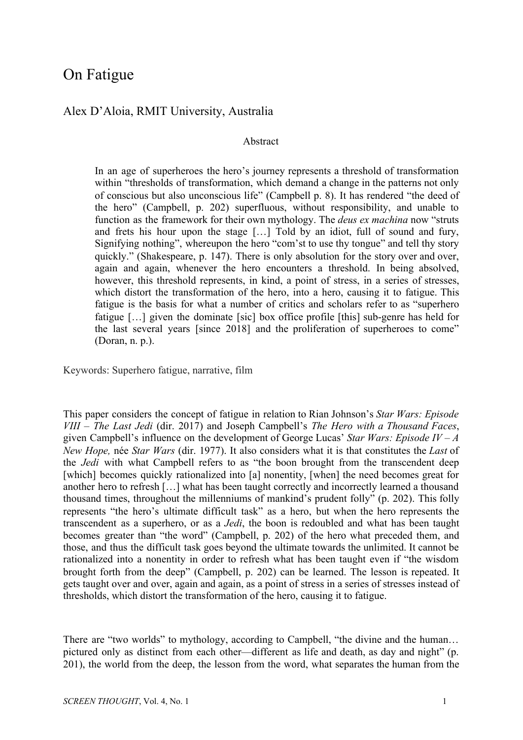# On Fatigue

Alex D'Aloia, RMIT University, Australia

## Abstract

> In an age of superheroes the hero's journey represents a threshold of transformation within "thresholds of transformation, which demand a change in the patterns not only of conscious but also unconscious life" (Campbell p. 8). It has rendered "the deed of the hero" (Campbell, p. 202) superfluous, without responsibility, and unable to function as the framework for their own mythology. The *deus ex machina* now "struts and frets his hour upon the stage […] Told by an idiot, full of sound and fury, Signifying nothing", whereupon the hero "com'st to use thy tongue" and tell thy story quickly." (Shakespeare, p. 147). There is only absolution for the story over and over, again and again, whenever the hero encounters a threshold. In being absolved, however, this threshold represents, in kind, a point of stress, in a series of stresses, which distort the transformation of the hero, into a hero, causing it to fatigue. This fatigue is the basis for what a number of critics and scholars refer to as "superhero fatigue […] given the dominate [sic] box office profile [this] sub-genre has held for the last several years [since 2018] and the proliferation of superheroes to come" (Doran, n. p.).

Keywords: Superhero fatigue, narrative, film

This paper considers the concept of fatigue in relation to Rian Johnson's *Star Wars: Episode VIII – The Last Jedi* (dir. 2017) and Joseph Campbell's *The Hero with a Thousand Faces*, given Campbell's influence on the development of George Lucas' *Star Wars: Episode IV – A New Hope,* née *Star Wars* (dir. 1977). It also considers what it is that constitutes the *Last* of the *Jedi* with what Campbell refers to as "the boon brought from the transcendent deep [which] becomes quickly rationalized into [a] nonentity, [when] the need becomes great for another hero to refresh […] what has been taught correctly and incorrectly learned a thousand thousand times, throughout the millenniums of mankind's prudent folly" (p. 202). This folly represents "the hero's ultimate difficult task" as a hero, but when the hero represents the transcendent as a superhero, or as a *Jedi*, the boon is redoubled and what has been taught becomes greater than "the word" (Campbell, p. 202) of the hero what preceded them, and those, and thus the difficult task goes beyond the ultimate towards the unlimited. It cannot be rationalized into a nonentity in order to refresh what has been taught even if "the wisdom brought forth from the deep" (Campbell, p. 202) can be learned. The lesson is repeated. It gets taught over and over, again and again, as a point of stress in a series of stresses instead of thresholds, which distort the transformation of the hero, causing it to fatigue.

There are "two worlds" to mythology, according to Campbell, "the divine and the human… pictured only as distinct from each other—different as life and death, as day and night" (p. 201), the world from the deep, the lesson from the word, what separates the human from the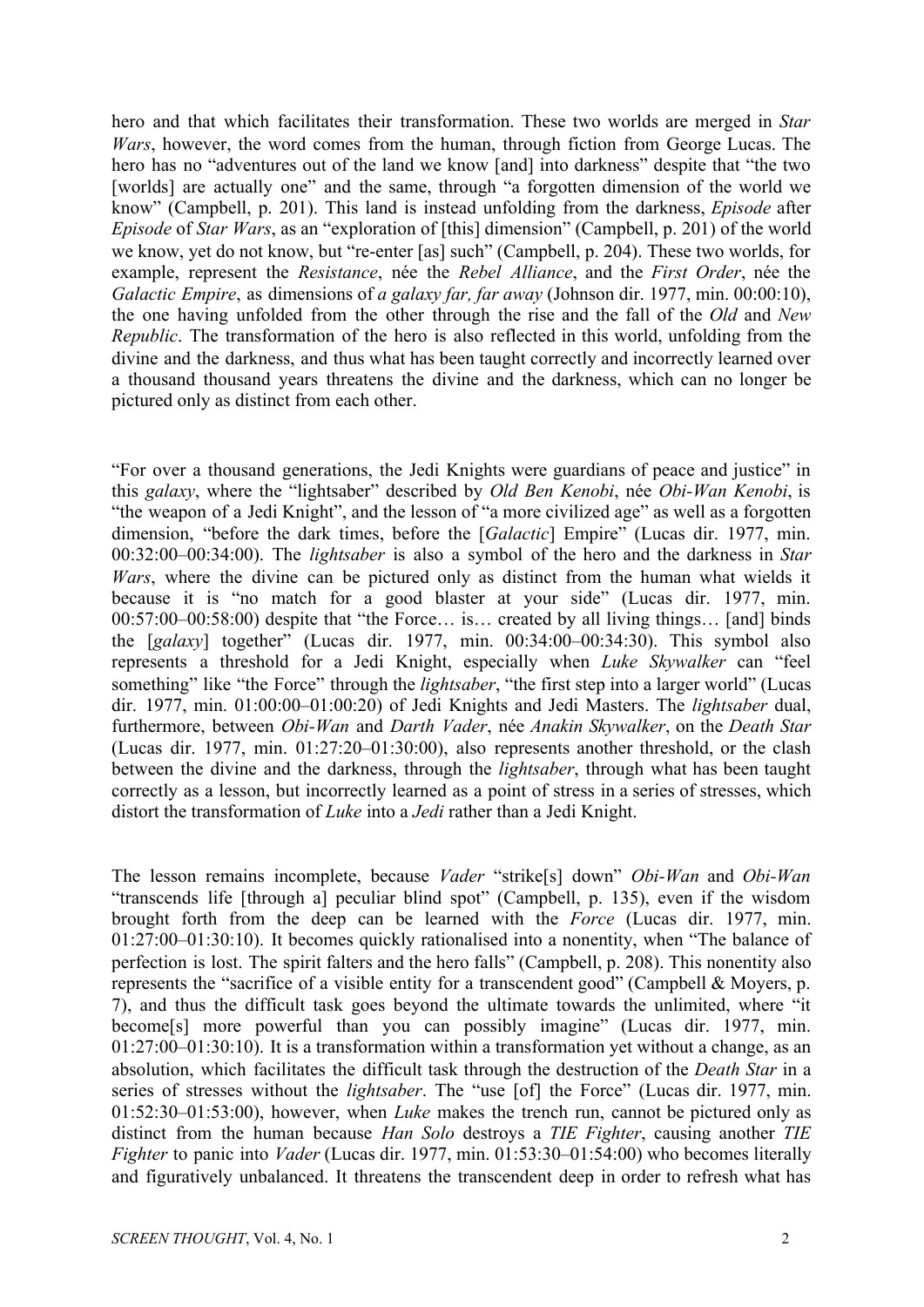hero and that which facilitates their transformation. These two worlds are merged in *Star Wars*, however, the word comes from the human, through fiction from George Lucas. The hero has no "adventures out of the land we know [and] into darkness" despite that "the two [worlds] are actually one" and the same, through "a forgotten dimension of the world we know" (Campbell, p. 201). This land is instead unfolding from the darkness, *Episode* after *Episode* of *Star Wars*, as an "exploration of [this] dimension" (Campbell, p. 201) of the world we know, yet do not know, but "re-enter [as] such" (Campbell, p. 204). These two worlds, for example, represent the *Resistance*, née the *Rebel Alliance*, and the *First Order*, née the *Galactic Empire*, as dimensions of *a galaxy far, far away* (Johnson dir. 1977, min. 00:00:10), the one having unfolded from the other through the rise and the fall of the *Old* and *New Republic*. The transformation of the hero is also reflected in this world, unfolding from the divine and the darkness, and thus what has been taught correctly and incorrectly learned over a thousand thousand years threatens the divine and the darkness, which can no longer be pictured only as distinct from each other.

"For over a thousand generations, the Jedi Knights were guardians of peace and justice" in this *galaxy*, where the "lightsaber" described by *Old Ben Kenobi*, née *Obi-Wan Kenobi*, is "the weapon of a Jedi Knight", and the lesson of "a more civilized age" as well as a forgotten dimension, "before the dark times, before the [*Galactic*] Empire" (Lucas dir. 1977, min. 00:32:00–00:34:00). The *lightsaber* is also a symbol of the hero and the darkness in *Star Wars*, where the divine can be pictured only as distinct from the human what wields it because it is "no match for a good blaster at your side" (Lucas dir. 1977, min. 00:57:00–00:58:00) despite that "the Force… is… created by all living things… [and] binds the [*galaxy*] together" (Lucas dir. 1977, min. 00:34:00–00:34:30). This symbol also represents a threshold for a Jedi Knight, especially when *Luke Skywalker* can "feel something" like "the Force" through the *lightsaber*, "the first step into a larger world" (Lucas dir. 1977, min. 01:00:00–01:00:20) of Jedi Knights and Jedi Masters. The *lightsaber* dual, furthermore, between *Obi-Wan* and *Darth Vader*, née *Anakin Skywalker*, on the *Death Star* (Lucas dir. 1977, min. 01:27:20–01:30:00), also represents another threshold, or the clash between the divine and the darkness, through the *lightsaber*, through what has been taught correctly as a lesson, but incorrectly learned as a point of stress in a series of stresses, which distort the transformation of *Luke* into a *Jedi* rather than a Jedi Knight.

The lesson remains incomplete, because *Vader* "strike[s] down" *Obi-Wan* and *Obi-Wan* "transcends life [through a] peculiar blind spot" (Campbell, p. 135), even if the wisdom brought forth from the deep can be learned with the *Force* (Lucas dir. 1977, min. 01:27:00–01:30:10). It becomes quickly rationalised into a nonentity, when "The balance of perfection is lost. The spirit falters and the hero falls" (Campbell, p. 208). This nonentity also represents the "sacrifice of a visible entity for a transcendent good" (Campbell & Moyers, p. 7), and thus the difficult task goes beyond the ultimate towards the unlimited, where "it become[s] more powerful than you can possibly imagine" (Lucas dir. 1977, min. 01:27:00–01:30:10). It is a transformation within a transformation yet without a change, as an absolution, which facilitates the difficult task through the destruction of the *Death Star* in a series of stresses without the *lightsaber*. The "use [of] the Force" (Lucas dir. 1977, min. 01:52:30–01:53:00), however, when *Luke* makes the trench run, cannot be pictured only as distinct from the human because *Han Solo* destroys a *TIE Fighter*, causing another *TIE Fighter* to panic into *Vader* (Lucas dir. 1977, min. 01:53:30–01:54:00) who becomes literally and figuratively unbalanced. It threatens the transcendent deep in order to refresh what has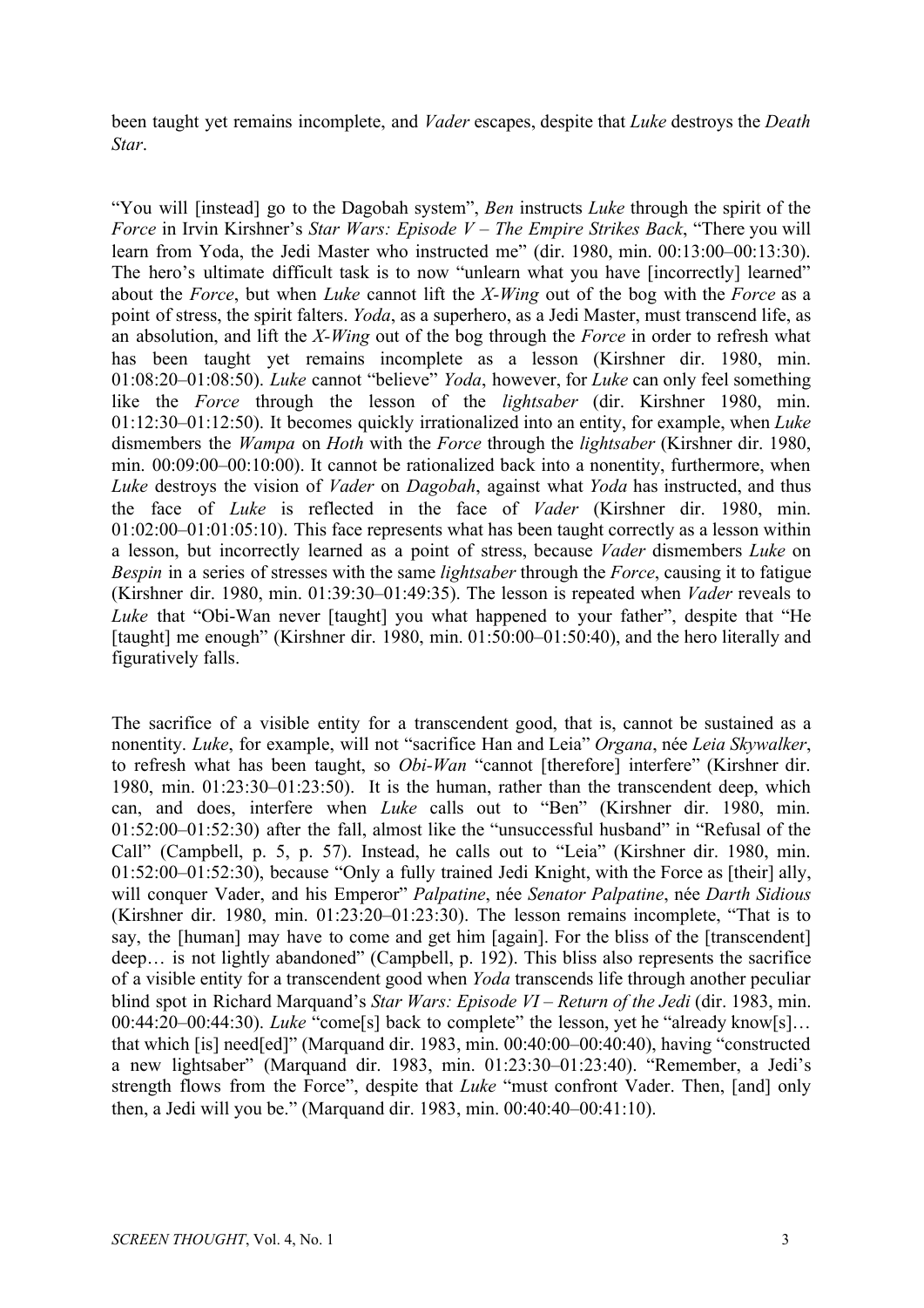been taught yet remains incomplete, and *Vader* escapes, despite that *Luke* destroys the *Death Star*.

"You will [instead] go to the Dagobah system", *Ben* instructs *Luke* through the spirit of the *Force* in Irvin Kirshner's *Star Wars: Episode V – The Empire Strikes Back*, "There you will learn from Yoda, the Jedi Master who instructed me" (dir. 1980, min. 00:13:00–00:13:30). The hero's ultimate difficult task is to now "unlearn what you have [incorrectly] learned" about the *Force*, but when *Luke* cannot lift the *X-Wing* out of the bog with the *Force* as a point of stress, the spirit falters. *Yoda*, as a superhero, as a Jedi Master, must transcend life, as an absolution, and lift the *X-Wing* out of the bog through the *Force* in order to refresh what has been taught yet remains incomplete as a lesson (Kirshner dir. 1980, min. 01:08:20–01:08:50). *Luke* cannot "believe" *Yoda*, however, for *Luke* can only feel something like the *Force* through the lesson of the *lightsaber* (dir. Kirshner 1980, min. 01:12:30–01:12:50). It becomes quickly irrationalized into an entity, for example, when *Luke* dismembers the *Wampa* on *Hoth* with the *Force* through the *lightsaber* (Kirshner dir. 1980, min. 00:09:00–00:10:00). It cannot be rationalized back into a nonentity, furthermore, when *Luke* destroys the vision of *Vader* on *Dagobah*, against what *Yoda* has instructed, and thus the face of *Luke* is reflected in the face of *Vader* (Kirshner dir. 1980, min. 01:02:00–01:01:05:10). This face represents what has been taught correctly as a lesson within a lesson, but incorrectly learned as a point of stress, because *Vader* dismembers *Luke* on *Bespin* in a series of stresses with the same *lightsaber* through the *Force*, causing it to fatigue (Kirshner dir. 1980, min. 01:39:30–01:49:35). The lesson is repeated when *Vader* reveals to *Luke* that "Obi-Wan never [taught] you what happened to your father", despite that "He [taught] me enough" (Kirshner dir. 1980, min. 01:50:00–01:50:40), and the hero literally and figuratively falls.

The sacrifice of a visible entity for a transcendent good, that is, cannot be sustained as a nonentity. *Luke*, for example, will not "sacrifice Han and Leia" *Organa*, née *Leia Skywalker*, to refresh what has been taught, so *Obi-Wan* "cannot [therefore] interfere" (Kirshner dir. 1980, min. 01:23:30–01:23:50). It is the human, rather than the transcendent deep, which can, and does, interfere when *Luke* calls out to "Ben" (Kirshner dir. 1980, min. 01:52:00–01:52:30) after the fall, almost like the "unsuccessful husband" in "Refusal of the Call" (Campbell, p. 5, p. 57). Instead, he calls out to "Leia" (Kirshner dir. 1980, min. 01:52:00–01:52:30), because "Only a fully trained Jedi Knight, with the Force as [their] ally, will conquer Vader, and his Emperor" *Palpatine*, née *Senator Palpatine*, née *Darth Sidious* (Kirshner dir. 1980, min. 01:23:20–01:23:30). The lesson remains incomplete, "That is to say, the [human] may have to come and get him [again]. For the bliss of the [transcendent] deep… is not lightly abandoned" (Campbell, p. 192). This bliss also represents the sacrifice of a visible entity for a transcendent good when *Yoda* transcends life through another peculiar blind spot in Richard Marquand's *Star Wars: Episode VI – Return of the Jedi* (dir. 1983, min. 00:44:20–00:44:30). *Luke* "come[s] back to complete" the lesson, yet he "already know[s]… that which [is] need[ed]" (Marquand dir. 1983, min. 00:40:00–00:40:40), having "constructed a new lightsaber" (Marquand dir. 1983, min. 01:23:30–01:23:40). "Remember, a Jedi's strength flows from the Force", despite that *Luke* "must confront Vader. Then, [and] only then, a Jedi will you be." (Marquand dir. 1983, min. 00:40:40–00:41:10).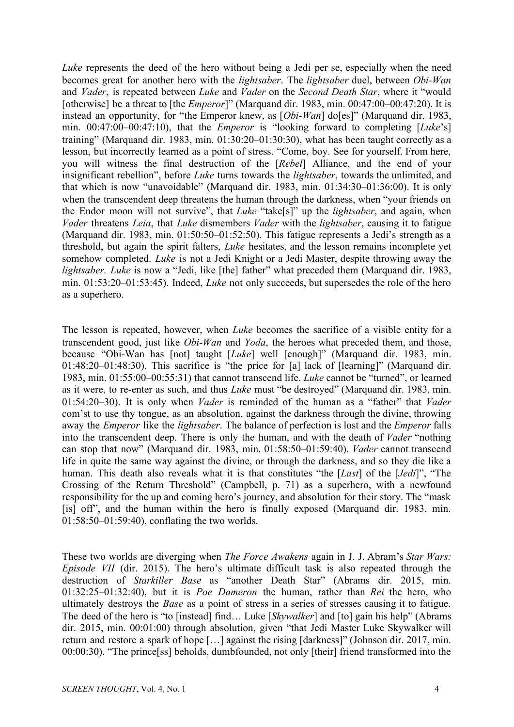*Luke* represents the deed of the hero without being a Jedi per se, especially when the need becomes great for another hero with the *lightsaber*. The *lightsaber* duel, between *Obi-Wan* and *Vader*, is repeated between *Luke* and *Vader* on the *Second Death Star*, where it "would [otherwise] be a threat to [the *Emperor*]" (Marquand dir. 1983, min. 00:47:00–00:47:20). It is instead an opportunity, for "the Emperor knew, as [*Obi-Wan*] do[es]" (Marquand dir. 1983, min. 00:47:00–00:47:10), that the *Emperor* is "looking forward to completing [*Luke*'s] training" (Marquand dir. 1983, min. 01:30:20–01:30:30), what has been taught correctly as a lesson, but incorrectly learned as a point of stress. "Come, boy. See for yourself. From here, you will witness the final destruction of the [*Rebel*] Alliance, and the end of your insignificant rebellion", before *Luke* turns towards the *lightsaber*, towards the unlimited, and that which is now "unavoidable" (Marquand dir. 1983, min. 01:34:30–01:36:00). It is only when the transcendent deep threatens the human through the darkness, when "your friends on the Endor moon will not survive", that *Luke* "take[s]" up the *lightsaber*, and again, when *Vader* threatens *Leia*, that *Luke* dismembers *Vader* with the *lightsaber*, causing it to fatigue (Marquand dir. 1983, min. 01:50:50–01:52:50). This fatigue represents a Jedi's strength as a threshold, but again the spirit falters, *Luke* hesitates, and the lesson remains incomplete yet somehow completed. *Luke* is not a Jedi Knight or a Jedi Master, despite throwing away the *lightsaber. Luke* is now a "Jedi, like [the] father" what preceded them (Marquand dir. 1983, min. 01:53:20–01:53:45). Indeed, *Luke* not only succeeds, but supersedes the role of the hero as a superhero.

The lesson is repeated, however, when *Luke* becomes the sacrifice of a visible entity for a transcendent good, just like *Obi-Wan* and *Yoda*, the heroes what preceded them, and those, because "Obi-Wan has [not] taught [*Luke*] well [enough]" (Marquand dir. 1983, min. 01:48:20–01:48:30). This sacrifice is "the price for [a] lack of [learning]" (Marquand dir. 1983, min. 01:55:00–00:55:31) that cannot transcend life. *Luke* cannot be "turned", or learned as it were, to re-enter as such, and thus *Luke* must "be destroyed" (Marquand dir. 1983, min. 01:54:20–30). It is only when *Vader* is reminded of the human as a "father" that *Vader* com'st to use thy tongue, as an absolution, against the darkness through the divine, throwing away the *Emperor* like the *lightsaber*. The balance of perfection is lost and the *Emperor* falls into the transcendent deep. There is only the human, and with the death of *Vader* "nothing can stop that now" (Marquand dir. 1983, min. 01:58:50–01:59:40). *Vader* cannot transcend life in quite the same way against the divine, or through the darkness, and so they die like a human. This death also reveals what it is that constitutes "the [*Last*] of the [*Jedi*]", "The Crossing of the Return Threshold" (Campbell, p. 71) as a superhero, with a newfound responsibility for the up and coming hero's journey, and absolution for their story. The "mask [is] off", and the human within the hero is finally exposed (Marquand dir. 1983, min. 01:58:50–01:59:40), conflating the two worlds.

These two worlds are diverging when *The Force Awakens* again in J. J. Abram's *Star Wars: Episode VII* (dir. 2015). The hero's ultimate difficult task is also repeated through the destruction of *Starkiller Base* as "another Death Star" (Abrams dir. 2015, min. 01:32:25–01:32:40), but it is *Poe Dameron* the human, rather than *Rei* the hero, who ultimately destroys the *Base* as a point of stress in a series of stresses causing it to fatigue. The deed of the hero is "to [instead] find… Luke [*Skywalker*] and [to] gain his help" (Abrams dir. 2015, min. 00:01:00) through absolution, given "that Jedi Master Luke Skywalker will return and restore a spark of hope […] against the rising [darkness]" (Johnson dir. 2017, min. 00:00:30). "The prince[ss] beholds, dumbfounded, not only [their] friend transformed into the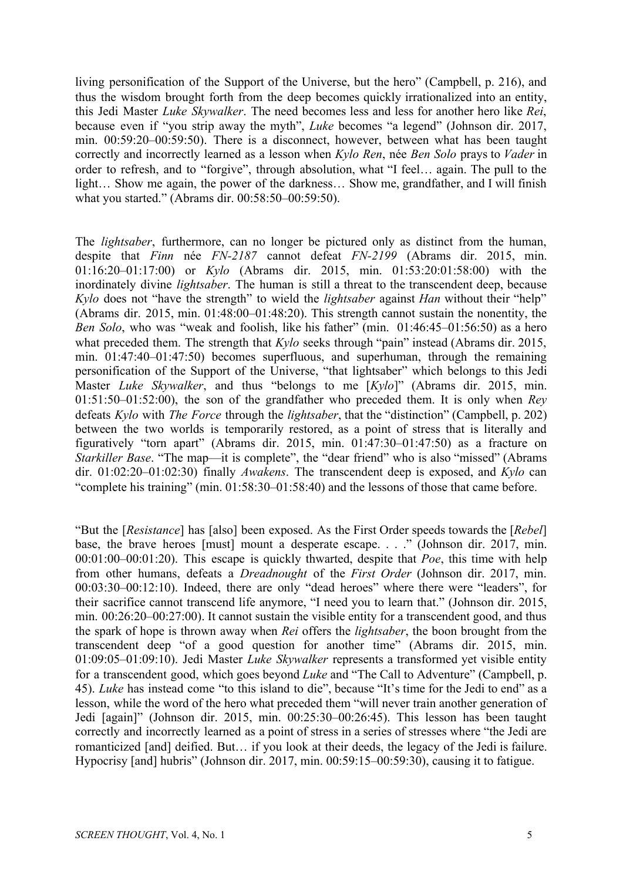living personification of the Support of the Universe, but the hero" (Campbell, p. 216), and thus the wisdom brought forth from the deep becomes quickly irrationalized into an entity, this Jedi Master *Luke Skywalker*. The need becomes less and less for another hero like *Rei*, because even if "you strip away the myth", *Luke* becomes "a legend" (Johnson dir. 2017, min. 00:59:20–00:59:50). There is a disconnect, however, between what has been taught correctly and incorrectly learned as a lesson when *Kylo Ren*, née *Ben Solo* prays to *Vader* in order to refresh, and to "forgive", through absolution, what "I feel… again. The pull to the light… Show me again, the power of the darkness… Show me, grandfather, and I will finish what you started." (Abrams dir. 00:58:50–00:59:50).

The *lightsaber*, furthermore, can no longer be pictured only as distinct from the human, despite that *Finn* née *FN-2187* cannot defeat *FN-2199* (Abrams dir. 2015, min. 01:16:20–01:17:00) or *Kylo* (Abrams dir. 2015, min. 01:53:20:01:58:00) with the inordinately divine *lightsaber*. The human is still a threat to the transcendent deep, because *Kylo* does not "have the strength" to wield the *lightsaber* against *Han* without their "help" (Abrams dir. 2015, min. 01:48:00–01:48:20). This strength cannot sustain the nonentity, the *Ben Solo*, who was "weak and foolish, like his father" (min. 01:46:45–01:56:50) as a hero what preceded them. The strength that *Kylo* seeks through "pain" instead (Abrams dir. 2015, min. 01:47:40–01:47:50) becomes superfluous, and superhuman, through the remaining personification of the Support of the Universe, "that lightsaber" which belongs to this Jedi Master *Luke Skywalker*, and thus "belongs to me [*Kylo*]" (Abrams dir. 2015, min. 01:51:50–01:52:00), the son of the grandfather who preceded them. It is only when *Rey* defeats *Kylo* with *The Force* through the *lightsaber*, that the "distinction" (Campbell, p. 202) between the two worlds is temporarily restored, as a point of stress that is literally and figuratively "torn apart" (Abrams dir. 2015, min. 01:47:30–01:47:50) as a fracture on *Starkiller Base*. "The map—it is complete", the "dear friend" who is also "missed" (Abrams dir. 01:02:20–01:02:30) finally *Awakens*. The transcendent deep is exposed, and *Kylo* can "complete his training" (min. 01:58:30–01:58:40) and the lessons of those that came before.

"But the [*Resistance*] has [also] been exposed. As the First Order speeds towards the [*Rebel*] base, the brave heroes [must] mount a desperate escape. . . ." (Johnson dir. 2017, min. 00:01:00–00:01:20). This escape is quickly thwarted, despite that *Poe*, this time with help from other humans, defeats a *Dreadnought* of the *First Order* (Johnson dir. 2017, min. 00:03:30–00:12:10). Indeed, there are only "dead heroes" where there were "leaders", for their sacrifice cannot transcend life anymore, "I need you to learn that." (Johnson dir. 2015, min. 00:26:20–00:27:00). It cannot sustain the visible entity for a transcendent good, and thus the spark of hope is thrown away when *Rei* offers the *lightsaber*, the boon brought from the transcendent deep "of a good question for another time" (Abrams dir. 2015, min. 01:09:05–01:09:10). Jedi Master *Luke Skywalker* represents a transformed yet visible entity for a transcendent good, which goes beyond *Luke* and "The Call to Adventure" (Campbell, p. 45). *Luke* has instead come "to this island to die", because "It's time for the Jedi to end" as a lesson, while the word of the hero what preceded them "will never train another generation of Jedi [again]" (Johnson dir. 2015, min. 00:25:30–00:26:45). This lesson has been taught correctly and incorrectly learned as a point of stress in a series of stresses where "the Jedi are romanticized [and] deified. But… if you look at their deeds, the legacy of the Jedi is failure. Hypocrisy [and] hubris" (Johnson dir. 2017, min. 00:59:15–00:59:30), causing it to fatigue.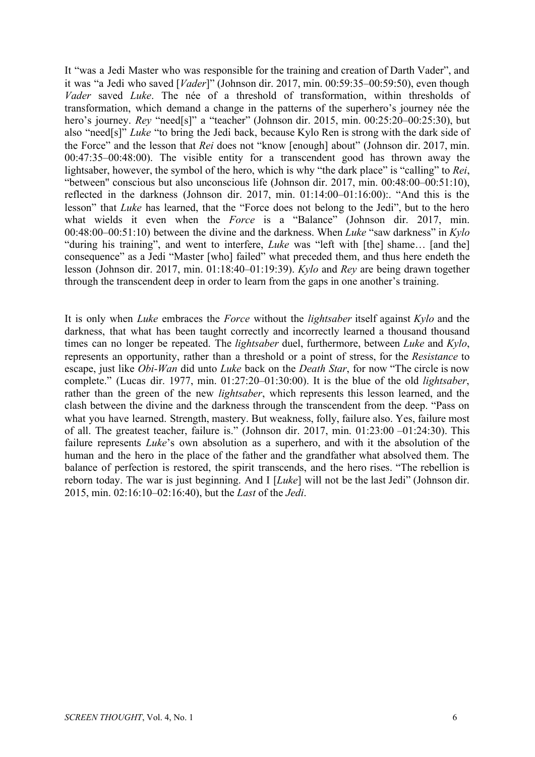It "was a Jedi Master who was responsible for the training and creation of Darth Vader", and it was "a Jedi who saved [*Vader*]" (Johnson dir. 2017, min. 00:59:35–00:59:50), even though *Vader* saved *Luke*. The née of a threshold of transformation, within thresholds of transformation, which demand a change in the patterns of the superhero's journey née the hero's journey. *Rey* "need[s]" a "teacher" (Johnson dir. 2015, min. 00:25:20–00:25:30), but also "need[s]" *Luke* "to bring the Jedi back, because Kylo Ren is strong with the dark side of the Force" and the lesson that *Rei* does not "know [enough] about" (Johnson dir. 2017, min. 00:47:35–00:48:00). The visible entity for a transcendent good has thrown away the lightsaber, however, the symbol of the hero, which is why "the dark place" is "calling" to *Rei*, "between" conscious but also unconscious life (Johnson dir. 2017, min. 00:48:00–00:51:10), reflected in the darkness (Johnson dir. 2017, min. 01:14:00–01:16:00):. "And this is the lesson" that *Luke* has learned, that the "Force does not belong to the Jedi", but to the hero what wields it even when the *Force* is a "Balance" (Johnson dir. 2017, min. 00:48:00–00:51:10) between the divine and the darkness. When *Luke* "saw darkness" in *Kylo* "during his training", and went to interfere, *Luke* was "left with [the] shame… [and the] consequence" as a Jedi "Master [who] failed" what preceded them, and thus here endeth the lesson (Johnson dir. 2017, min. 01:18:40–01:19:39). *Kylo* and *Rey* are being drawn together through the transcendent deep in order to learn from the gaps in one another's training.

It is only when *Luke* embraces the *Force* without the *lightsaber* itself against *Kylo* and the darkness, that what has been taught correctly and incorrectly learned a thousand thousand times can no longer be repeated. The *lightsaber* duel, furthermore, between *Luke* and *Kylo*, represents an opportunity, rather than a threshold or a point of stress, for the *Resistance* to escape, just like *Obi-Wan* did unto *Luke* back on the *Death Star*, for now "The circle is now complete." (Lucas dir. 1977, min. 01:27:20–01:30:00). It is the blue of the old *lightsaber*, rather than the green of the new *lightsaber*, which represents this lesson learned, and the clash between the divine and the darkness through the transcendent from the deep. "Pass on what you have learned. Strength, mastery. But weakness, folly, failure also. Yes, failure most of all. The greatest teacher, failure is." (Johnson dir. 2017, min. 01:23:00 –01:24:30). This failure represents *Luke*'s own absolution as a superhero, and with it the absolution of the human and the hero in the place of the father and the grandfather what absolved them. The balance of perfection is restored, the spirit transcends, and the hero rises. "The rebellion is reborn today. The war is just beginning. And I [*Luke*] will not be the last Jedi" (Johnson dir. 2015, min. 02:16:10–02:16:40), but the *Last* of the *Jedi*.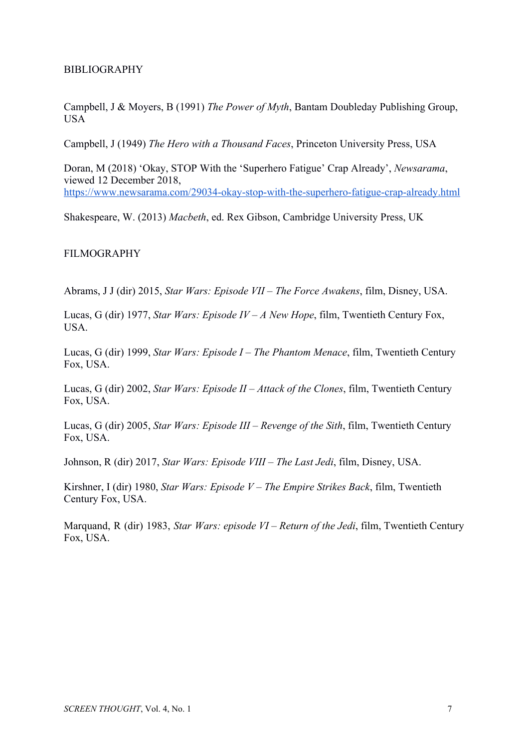## BIBLIOGRAPHY

Campbell, J & Moyers, B (1991) *The Power of Myth*, Bantam Doubleday Publishing Group, USA

Campbell, J (1949) *The Hero with a Thousand Faces*, Princeton University Press, USA

Doran, M (2018) 'Okay, STOP With the 'Superhero Fatigue' Crap Already', *Newsarama*, viewed 12 December 2018, https://www.newsarama.com/29034-okay-stop-with-the-superhero-fatigue-crap-already.html

Shakespeare, W. (2013) *Macbeth*, ed. Rex Gibson, Cambridge University Press, UK

## FILMOGRAPHY

Abrams, J J (dir) 2015, *Star Wars: Episode VII – The Force Awakens*, film, Disney, USA.

Lucas, G (dir) 1977, *Star Wars: Episode IV – A New Hope*, film, Twentieth Century Fox, USA.

Lucas, G (dir) 1999, *Star Wars: Episode I – The Phantom Menace*, film, Twentieth Century Fox, USA.

Lucas, G (dir) 2002, *Star Wars: Episode II – Attack of the Clones*, film, Twentieth Century Fox, USA.

Lucas, G (dir) 2005, *Star Wars: Episode III – Revenge of the Sith*, film, Twentieth Century Fox, USA.

Johnson, R (dir) 2017, *Star Wars: Episode VIII – The Last Jedi*, film, Disney, USA.

Kirshner, I (dir) 1980, *Star Wars: Episode V – The Empire Strikes Back*, film, Twentieth Century Fox, USA.

Marquand, R (dir) 1983, *Star Wars: episode VI – Return of the Jedi*, film, Twentieth Century Fox, USA.